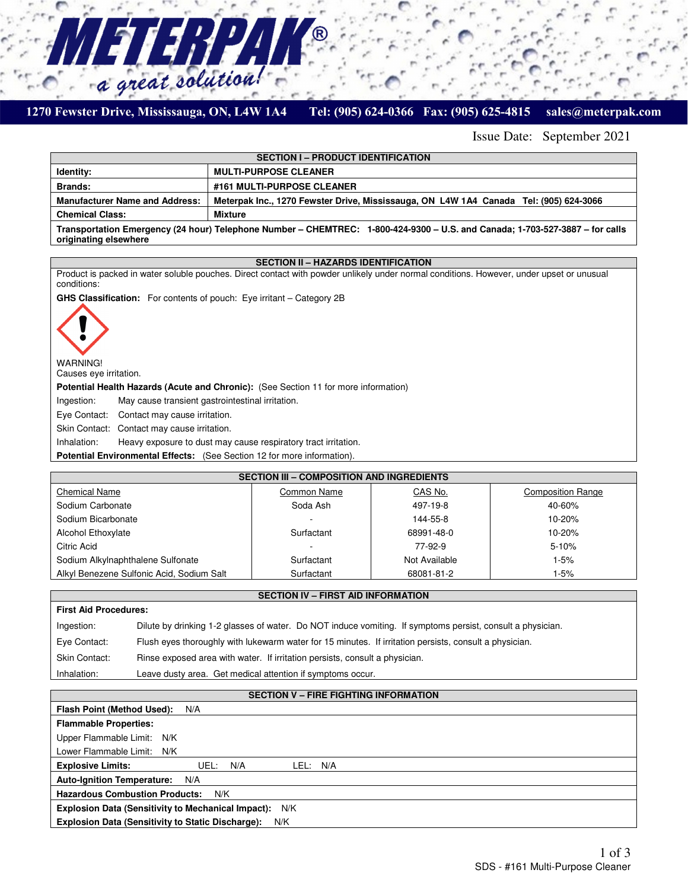# METERPAK®

*a great solution!*

1270 Fewster Drive, Mississauga, ON, L4W 1A4 Tel: (905) 624-0366 Fax: (905) 625-4815 sales@meterpak.com

Issue Date: September 2021

## SECTION I – PRODUCT IDENTIFICATION

| | |
|---|---|
| **Identity:** | **MULTI-PURPOSE CLEANER** |
| **Brands:** | **#161 MULTI-PURPOSE CLEANER** |
| **Manufacturer Name and Address:** | **Meterpak Inc., 1270 Fewster Drive, Mississauga, ON L4W 1A4 Canada Tel: (905) 624-3066** |
| **Chemical Class:** | **Mixture** |

**Transportation Emergency (24 hour) Telephone Number – CHEMTREC: 1-800-424-9300 – U.S. and Canada; 1-703-527-3887 – for calls originating elsewhere**

## SECTION II – HAZARDS IDENTIFICATION

Product is packed in water soluble pouches. Direct contact with powder unlikely under normal conditions. However, under upset or unusual conditions:

**GHS Classification:** For contents of pouch: Eye irritant – Category 2B

WARNING!
Causes eye irritation.

**Potential Health Hazards (Acute and Chronic):** (See Section 11 for more information)

Ingestion: May cause transient gastrointestinal irritation.

Eye Contact: Contact may cause irritation.

Skin Contact: Contact may cause irritation.

Inhalation: Heavy exposure to dust may cause respiratory tract irritation.

**Potential Environmental Effects:** (See Section 12 for more information).

## SECTION III – COMPOSITION AND INGREDIENTS

| Chemical Name | Common Name | CAS No. | Composition Range |
|---|---|---|---|
| Sodium Carbonate | Soda Ash | 497-19-8 | 40-60% |
| Sodium Bicarbonate | - | 144-55-8 | 10-20% |
| Alcohol Ethoxylate | Surfactant | 68991-48-0 | 10-20% |
| Citric Acid | - | 77-92-9 | 5-10% |
| Sodium Alkylnaphthalene Sulfonate | Surfactant | Not Available | 1-5% |
| Alkyl Benezene Sulfonic Acid, Sodium Salt | Surfactant | 68081-81-2 | 1-5% |

## SECTION IV – FIRST AID INFORMATION

**First Aid Procedures:**

Ingestion: Dilute by drinking 1-2 glasses of water. Do NOT induce vomiting. If symptoms persist, consult a physician.

Eye Contact: Flush eyes thoroughly with lukewarm water for 15 minutes. If irritation persists, consult a physician.

Skin Contact: Rinse exposed area with water. If irritation persists, consult a physician.

Inhalation: Leave dusty area. Get medical attention if symptoms occur.

## SECTION V – FIRE FIGHTING INFORMATION

**Flash Point (Method Used):** N/A

**Flammable Properties:**

Upper Flammable Limit: N/K

Lower Flammable Limit: N/K

**Explosive Limits:** UEL: N/A LEL: N/A

**Auto-Ignition Temperature:** N/A

**Hazardous Combustion Products:** N/K

**Explosion Data (Sensitivity to Mechanical Impact):** N/K

**Explosion Data (Sensitivity to Static Discharge):** N/K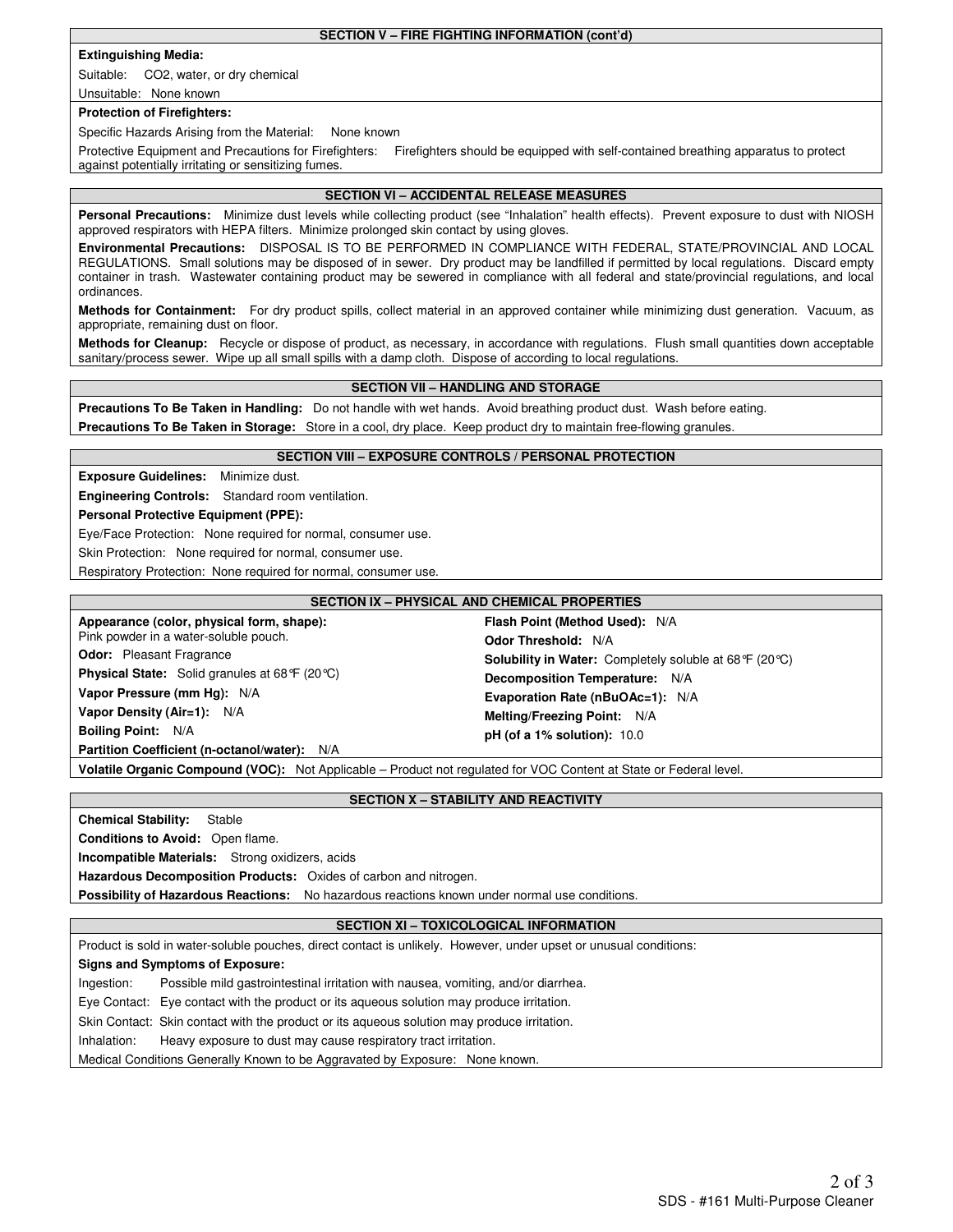## SECTION V – FIRE FIGHTING INFORMATION (cont'd)

**Extinguishing Media:**

Suitable: $CO_2$, water, or dry chemical

Unsuitable: None known

**Protection of Firefighters:**

Specific Hazards Arising from the Material: None known

Protective Equipment and Precautions for Firefighters: Firefighters should be equipped with self-contained breathing apparatus to protect against potentially irritating or sensitizing fumes.

## SECTION VI – ACCIDENTAL RELEASE MEASURES

**Personal Precautions:** Minimize dust levels while collecting product (see "Inhalation" health effects). Prevent exposure to dust with NIOSH approved respirators with HEPA filters. Minimize prolonged skin contact by using gloves.

**Environmental Precautions:** DISPOSAL IS TO BE PERFORMED IN COMPLIANCE WITH FEDERAL, STATE/PROVINCIAL AND LOCAL REGULATIONS. Small solutions may be disposed of in sewer. Dry product may be landfilled if permitted by local regulations. Discard empty container in trash. Wastewater containing product may be sewered in compliance with all federal and state/provincial regulations, and local ordinances.

**Methods for Containment:** For dry product spills, collect material in an approved container while minimizing dust generation. Vacuum, as appropriate, remaining dust on floor.

**Methods for Cleanup:** Recycle or dispose of product, as necessary, in accordance with regulations. Flush small quantities down acceptable sanitary/process sewer. Wipe up all small spills with a damp cloth. Dispose of according to local regulations.

## SECTION VII – HANDLING AND STORAGE

**Precautions To Be Taken in Handling:** Do not handle with wet hands. Avoid breathing product dust. Wash before eating.

**Precautions To Be Taken in Storage:** Store in a cool, dry place. Keep product dry to maintain free-flowing granules.

## SECTION VIII – EXPOSURE CONTROLS / PERSONAL PROTECTION

**Exposure Guidelines:** Minimize dust.

**Engineering Controls:** Standard room ventilation.

**Personal Protective Equipment (PPE):**

Eye/Face Protection: None required for normal, consumer use.

Skin Protection: None required for normal, consumer use.

Respiratory Protection: None required for normal, consumer use.

## SECTION IX – PHYSICAL AND CHEMICAL PROPERTIES

**Appearance (color, physical form, shape):** Pink powder in a water-soluble pouch.

**Odor:** Pleasant Fragrance

**Physical State:** Solid granules at 68°F (20°C)

**Vapor Pressure (mm Hg):** N/A

**Vapor Density (Air=1):** N/A

**Boiling Point:** N/A

**Partition Coefficient (n-octanol/water):** N/A

**Flash Point (Method Used):** N/A

**Odor Threshold:** N/A

**Solubility in Water:** Completely soluble at 68°F (20°C)

**Decomposition Temperature:** N/A

**Evaporation Rate (nBuOAc=1):** N/A

**Melting/Freezing Point:** N/A

**pH (of a 1% solution):** 10.0

**Volatile Organic Compound (VOC):** Not Applicable – Product not regulated for VOC Content at State or Federal level.

## SECTION X – STABILITY AND REACTIVITY

**Chemical Stability:** Stable

**Conditions to Avoid:** Open flame.

**Incompatible Materials:** Strong oxidizers, acids

**Hazardous Decomposition Products:** Oxides of carbon and nitrogen.

**Possibility of Hazardous Reactions:** No hazardous reactions known under normal use conditions.

## SECTION XI – TOXICOLOGICAL INFORMATION

Product is sold in water-soluble pouches, direct contact is unlikely. However, under upset or unusual conditions:

**Signs and Symptoms of Exposure:**

Ingestion: Possible mild gastrointestinal irritation with nausea, vomiting, and/or diarrhea.

Eye Contact: Eye contact with the product or its aqueous solution may produce irritation.

Skin Contact: Skin contact with the product or its aqueous solution may produce irritation.

Inhalation: Heavy exposure to dust may cause respiratory tract irritation.

Medical Conditions Generally Known to be Aggravated by Exposure: None known.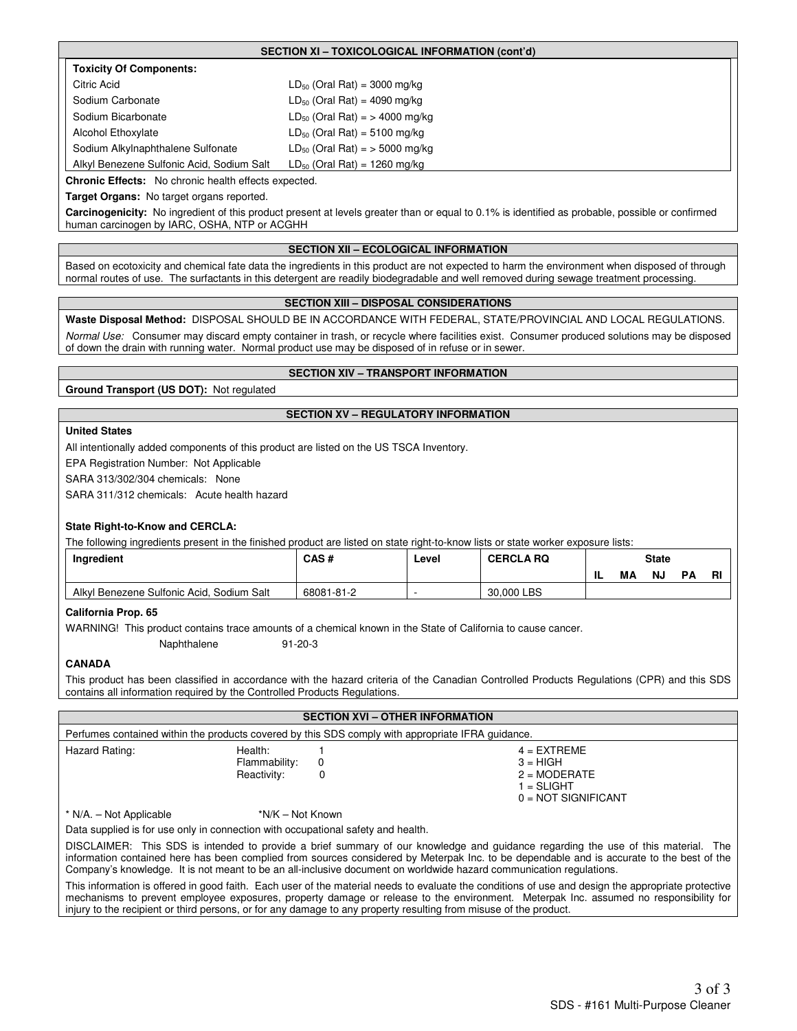## SECTION XI – TOXICOLOGICAL INFORMATION (cont'd)

**Toxicity Of Components:**

| | |
|---|---|
| Citric Acid | $LD_{50}$ (Oral Rat) = 3000 mg/kg |
| Sodium Carbonate | $LD_{50}$ (Oral Rat) = 4090 mg/kg |
| Sodium Bicarbonate | $LD_{50}$ (Oral Rat) = > 4000 mg/kg |
| Alcohol Ethoxylate | $LD_{50}$ (Oral Rat) = 5100 mg/kg |
| Sodium Alkylnaphthalene Sulfonate | $LD_{50}$ (Oral Rat) = > 5000 mg/kg |
| Alkyl Benezene Sulfonic Acid, Sodium Salt | $LD_{50}$ (Oral Rat) = 1260 mg/kg |

**Chronic Effects:** No chronic health effects expected.

**Target Organs:** No target organs reported.

**Carcinogenicity:** No ingredient of this product present at levels greater than or equal to 0.1% is identified as probable, possible or confirmed human carcinogen by IARC, OSHA, NTP or ACGHH

## SECTION XII – ECOLOGICAL INFORMATION

Based on ecotoxicity and chemical fate data the ingredients in this product are not expected to harm the environment when disposed of through normal routes of use. The surfactants in this detergent are readily biodegradable and well removed during sewage treatment processing.

## SECTION XIII – DISPOSAL CONSIDERATIONS

**Waste Disposal Method:** DISPOSAL SHOULD BE IN ACCORDANCE WITH FEDERAL, STATE/PROVINCIAL AND LOCAL REGULATIONS.

*Normal Use:* Consumer may discard empty container in trash, or recycle where facilities exist. Consumer produced solutions may be disposed of down the drain with running water. Normal product use may be disposed of in refuse or in sewer.

## SECTION XIV – TRANSPORT INFORMATION

**Ground Transport (US DOT):** Not regulated

## SECTION XV – REGULATORY INFORMATION

**United States**

All intentionally added components of this product are listed on the US TSCA Inventory.

EPA Registration Number: Not Applicable

SARA 313/302/304 chemicals: None

SARA 311/312 chemicals: Acute health hazard

**State Right-to-Know and CERCLA:**

The following ingredients present in the finished product are listed on state right-to-know lists or state worker exposure lists:

| Ingredient | CAS # | Level | CERCLA RQ | State | | | | |
|---|---|---|---|---|---|---|---|---|
| | | | | IL | MA | NJ | PA | RI |
| Alkyl Benezene Sulfonic Acid, Sodium Salt | 68081-81-2 | - | 30,000 LBS | | | | | |

**California Prop. 65**

WARNING! This product contains trace amounts of a chemical known in the State of California to cause cancer.

Naphthalene 91-20-3

**CANADA**

This product has been classified in accordance with the hazard criteria of the Canadian Controlled Products Regulations (CPR) and this SDS contains all information required by the Controlled Products Regulations.

## SECTION XVI – OTHER INFORMATION

Perfumes contained within the products covered by this SDS comply with appropriate IFRA guidance.

| | | | |
|---|---|---|---|
| Hazard Rating: | Health: | 1 | 4 = EXTREME |
| | Flammability: | 0 | 3 = HIGH |
| | Reactivity: | 0 | 2 = MODERATE |
| | | | 1 = SLIGHT |
| | | | 0 = NOT SIGNIFICANT |

\* N/A. – Not Applicable    *N/K – Not Known

Data supplied is for use only in connection with occupational safety and health.

DISCLAIMER: This SDS is intended to provide a brief summary of our knowledge and guidance regarding the use of this material. The information contained here has been complied from sources considered by Meterpak Inc. to be dependable and is accurate to the best of the Company's knowledge. It is not meant to be an all-inclusive document on worldwide hazard communication regulations.

This information is offered in good faith. Each user of the material needs to evaluate the conditions of use and design the appropriate protective mechanisms to prevent employee exposures, property damage or release to the environment. Meterpak Inc. assumed no responsibility for injury to the recipient or third persons, or for any damage to any property resulting from misuse of the product.